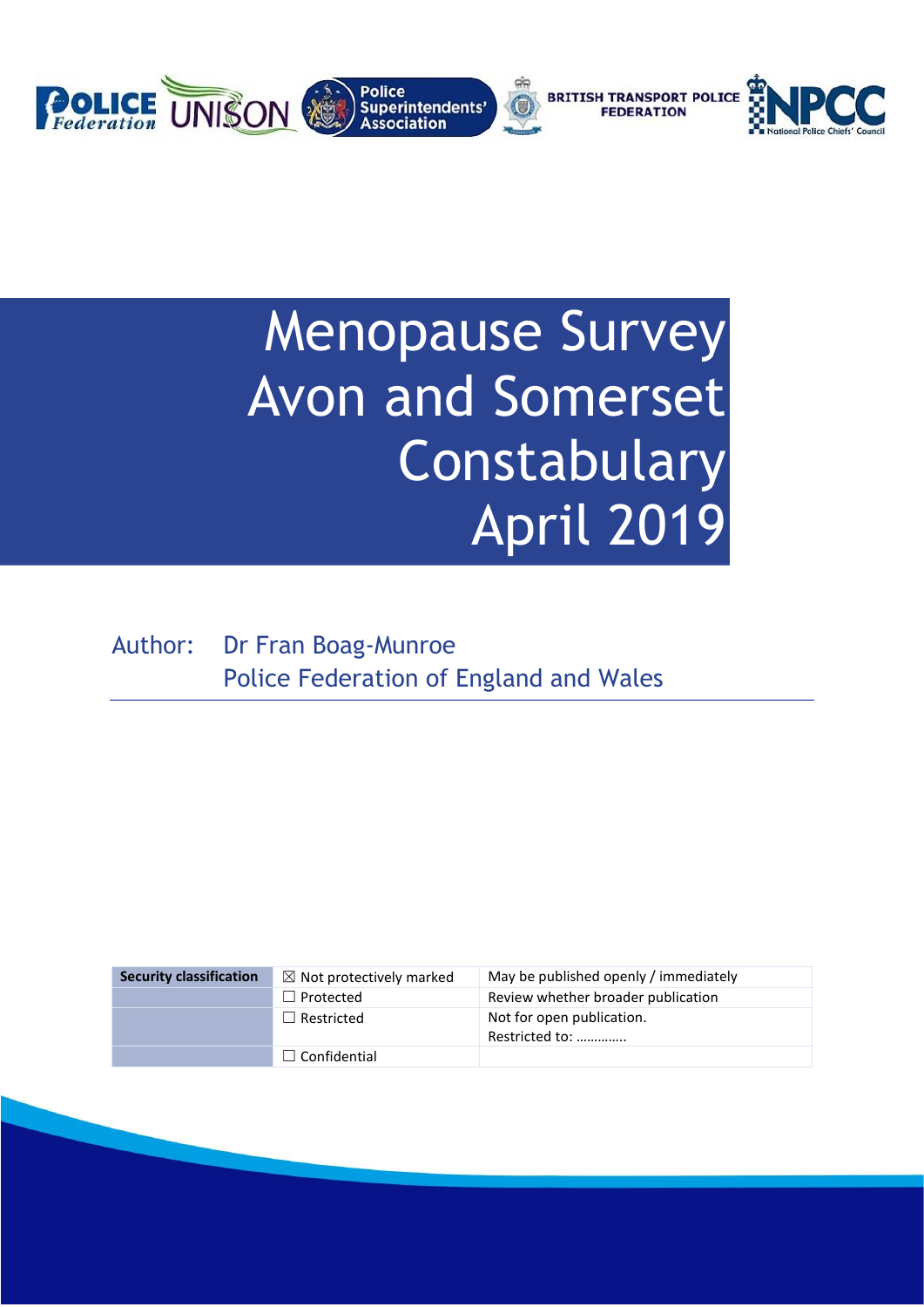# Menopause Survey Avon and Somerset Constabulary April 2019

Author: Dr Fran Boag-Munroe
Police Federation of England and Wales

| Security classification | ☒ Not protectively marked | May be published openly / immediately |
|---|---|---|
| | ☐ Protected | Review whether broader publication |
| | ☐ Restricted | Not for open publication. Restricted to: ………….. |
| | ☐ Confidential | |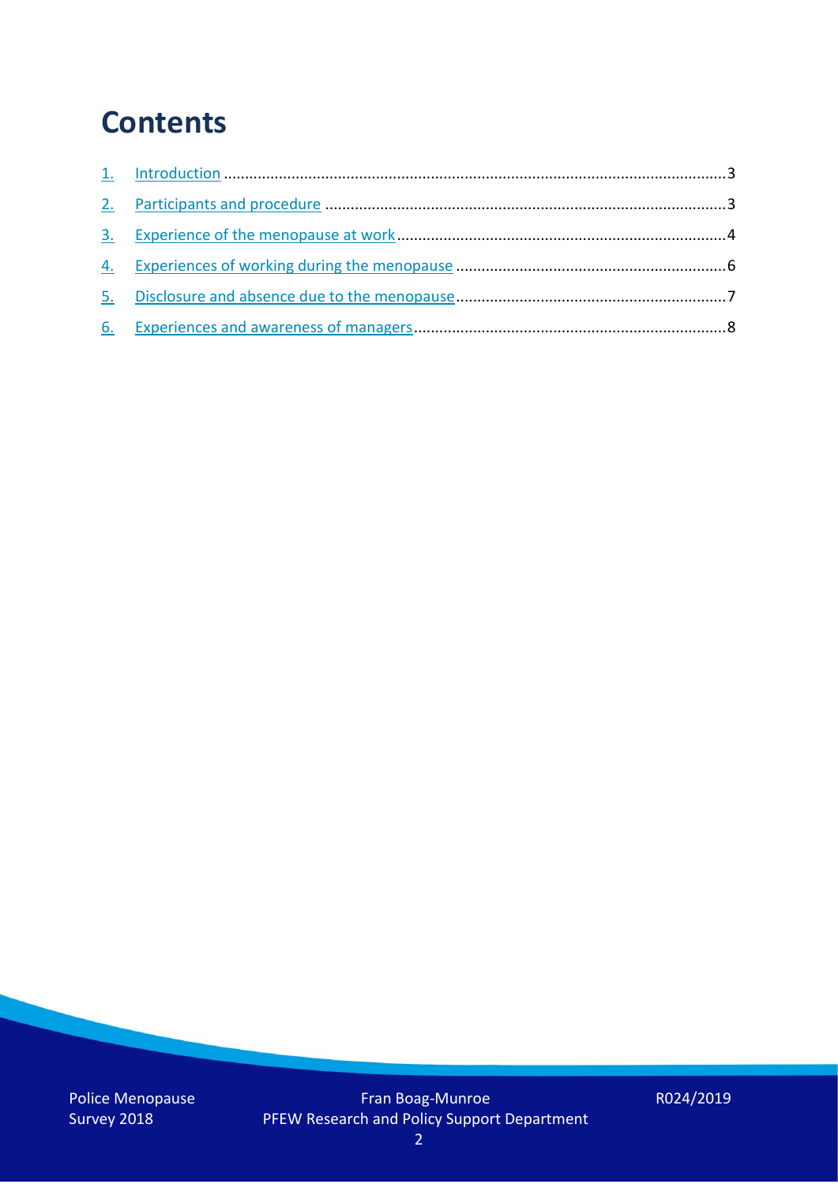# Contents

1. Introduction ... 3
2. Participants and procedure ... 3
3. Experience of the menopause at work ... 4
4. Experiences of working during the menopause ... 6
5. Disclosure and absence due to the menopause ... 7
6. Experiences and awareness of managers ... 8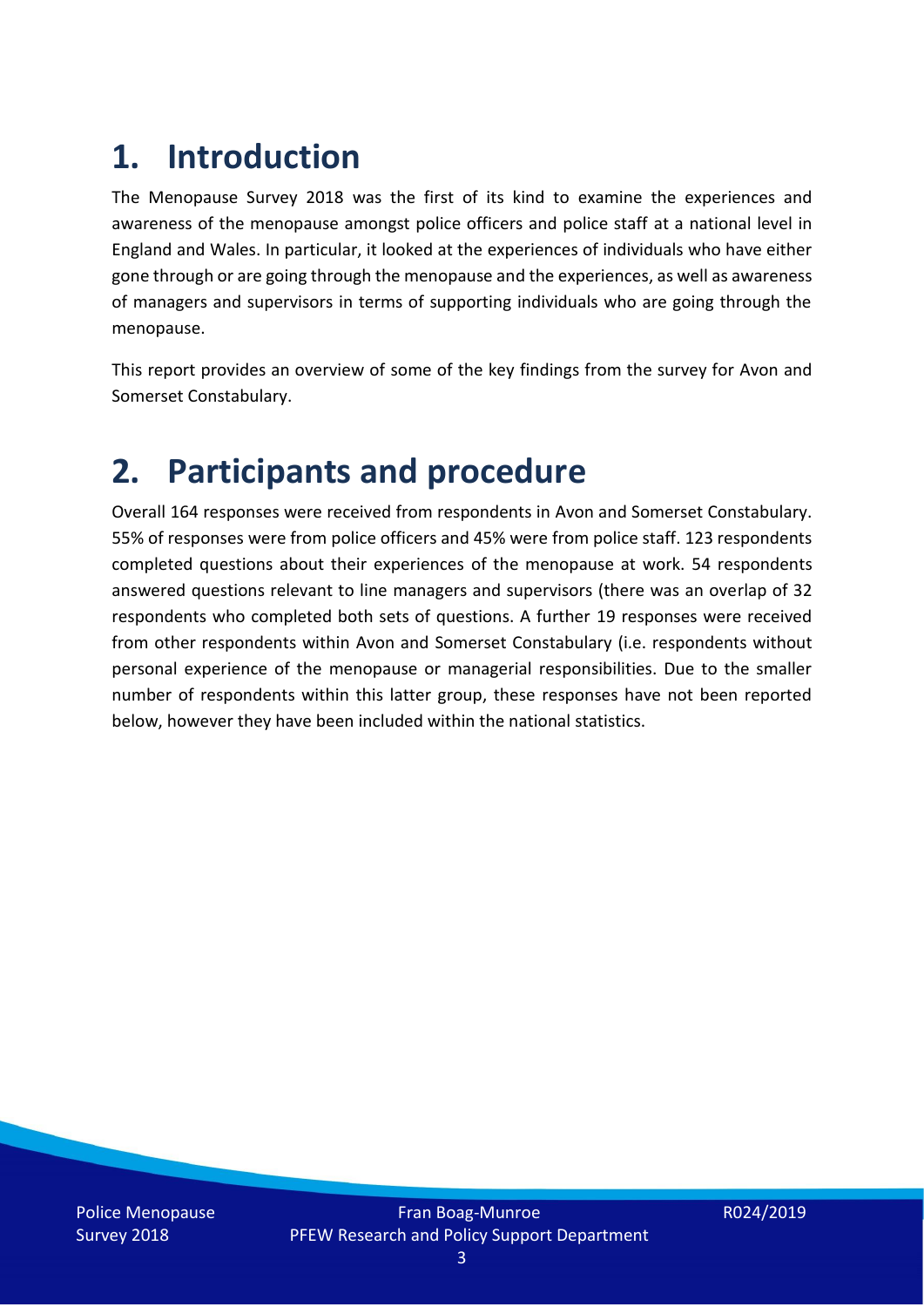# 1. Introduction

The Menopause Survey 2018 was the first of its kind to examine the experiences and awareness of the menopause amongst police officers and police staff at a national level in England and Wales. In particular, it looked at the experiences of individuals who have either gone through or are going through the menopause and the experiences, as well as awareness of managers and supervisors in terms of supporting individuals who are going through the menopause.

This report provides an overview of some of the key findings from the survey for Avon and Somerset Constabulary.

# 2. Participants and procedure

Overall 164 responses were received from respondents in Avon and Somerset Constabulary. 55% of responses were from police officers and 45% were from police staff. 123 respondents completed questions about their experiences of the menopause at work. 54 respondents answered questions relevant to line managers and supervisors (there was an overlap of 32 respondents who completed both sets of questions. A further 19 responses were received from other respondents within Avon and Somerset Constabulary (i.e. respondents without personal experience of the menopause or managerial responsibilities. Due to the smaller number of respondents within this latter group, these responses have not been reported below, however they have been included within the national statistics.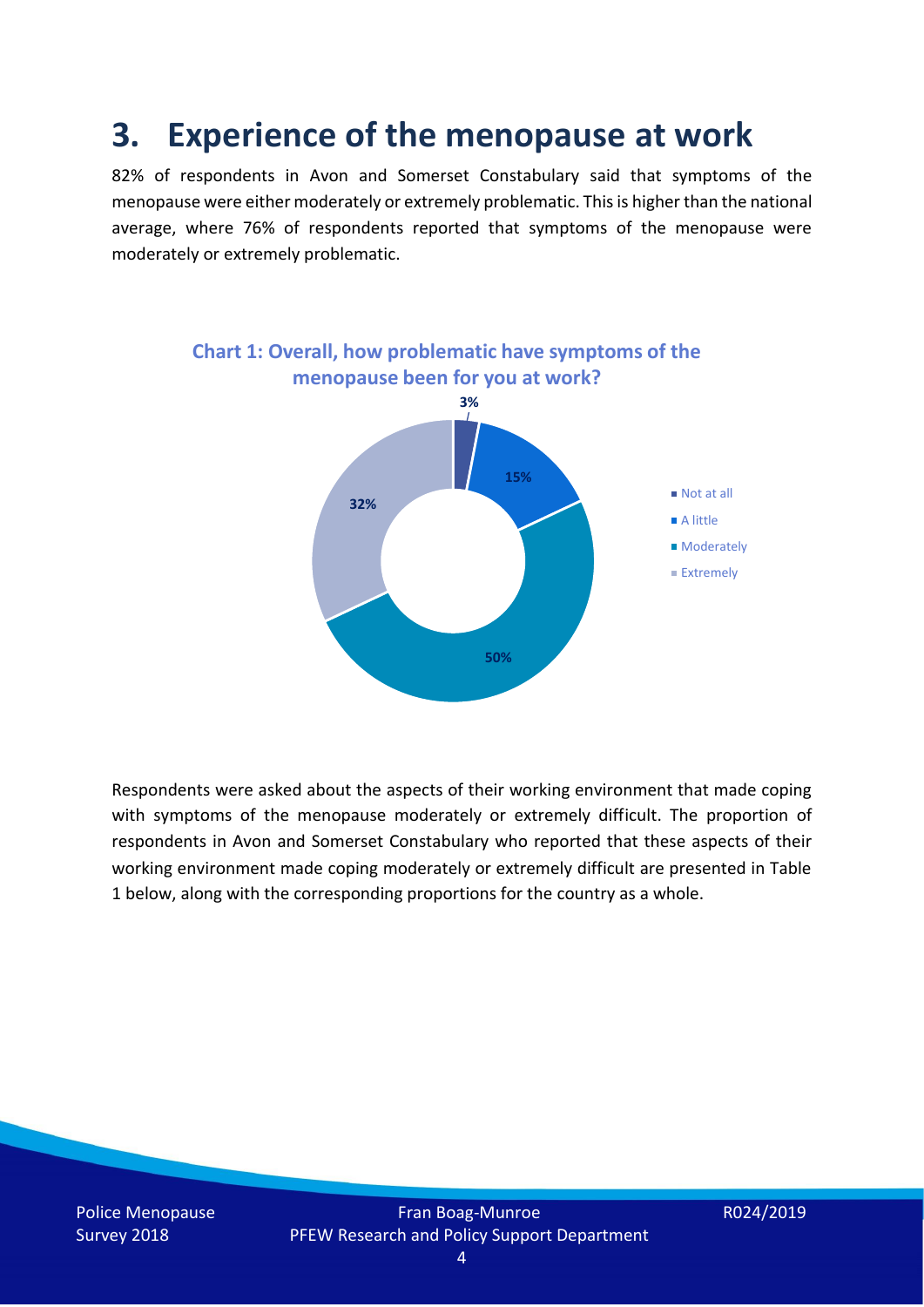# 3. Experience of the menopause at work

82% of respondents in Avon and Somerset Constabulary said that symptoms of the menopause were either moderately or extremely problematic. This is higher than the national average, where 76% of respondents reported that symptoms of the menopause were moderately or extremely problematic.

**Chart 1: Overall, how problematic have symptoms of the menopause been for you at work?**

| Response | Percentage |
|---|---|
| Not at all | 3% |
| A little | 15% |
| Moderately | 50% |
| Extremely | 32% |

Respondents were asked about the aspects of their working environment that made coping with symptoms of the menopause moderately or extremely difficult. The proportion of respondents in Avon and Somerset Constabulary who reported that these aspects of their working environment made coping moderately or extremely difficult are presented in Table 1 below, along with the corresponding proportions for the country as a whole.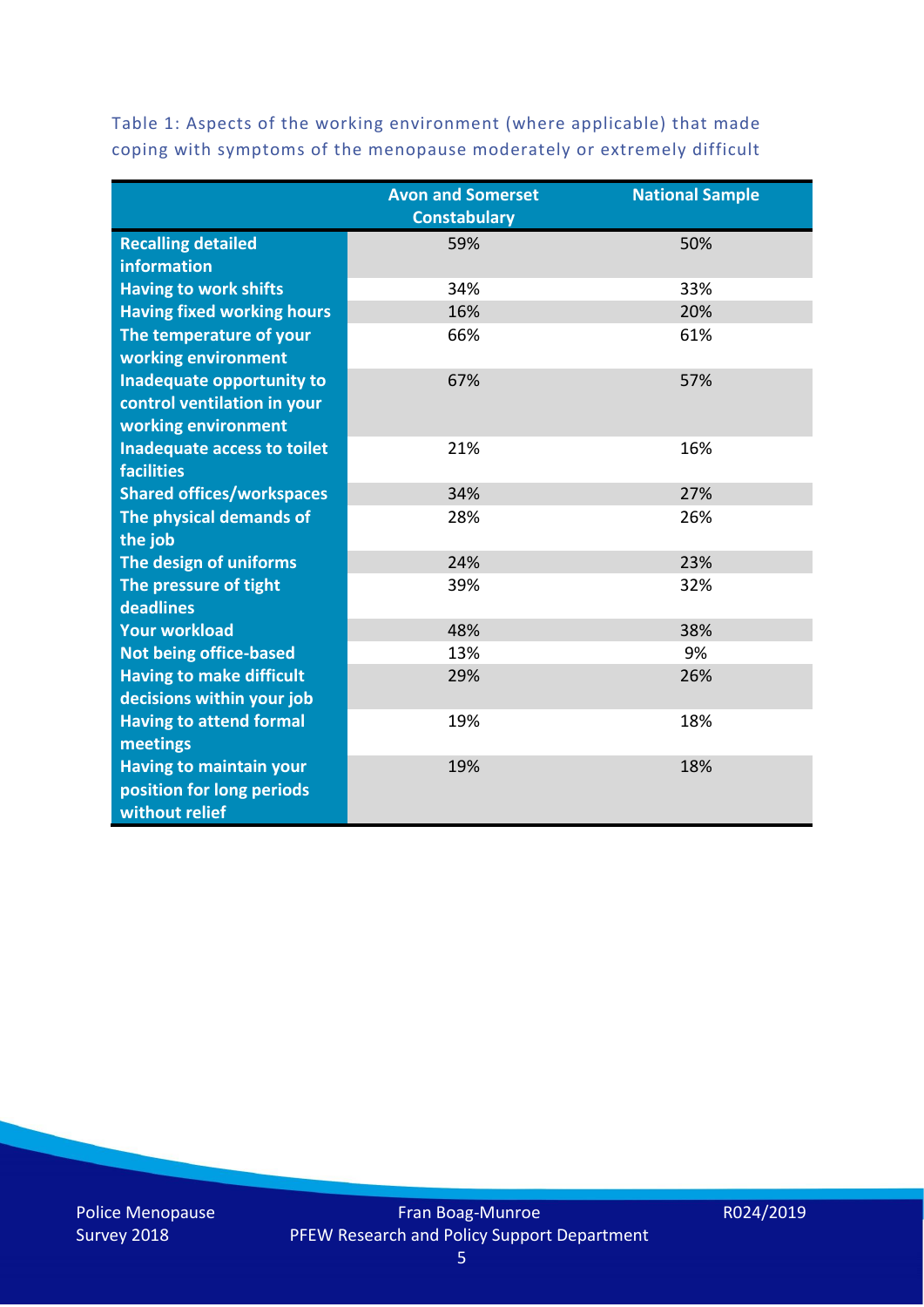Table 1: Aspects of the working environment (where applicable) that made coping with symptoms of the menopause moderately or extremely difficult

| | Avon and Somerset Constabulary | National Sample |
|---|---|---|
| Recalling detailed information | 59% | 50% |
| Having to work shifts | 34% | 33% |
| Having fixed working hours | 16% | 20% |
| The temperature of your working environment | 66% | 61% |
| Inadequate opportunity to control ventilation in your working environment | 67% | 57% |
| Inadequate access to toilet facilities | 21% | 16% |
| Shared offices/workspaces | 34% | 27% |
| The physical demands of the job | 28% | 26% |
| The design of uniforms | 24% | 23% |
| The pressure of tight deadlines | 39% | 32% |
| Your workload | 48% | 38% |
| Not being office-based | 13% | 9% |
| Having to make difficult decisions within your job | 29% | 26% |
| Having to attend formal meetings | 19% | 18% |
| Having to maintain your position for long periods without relief | 19% | 18% |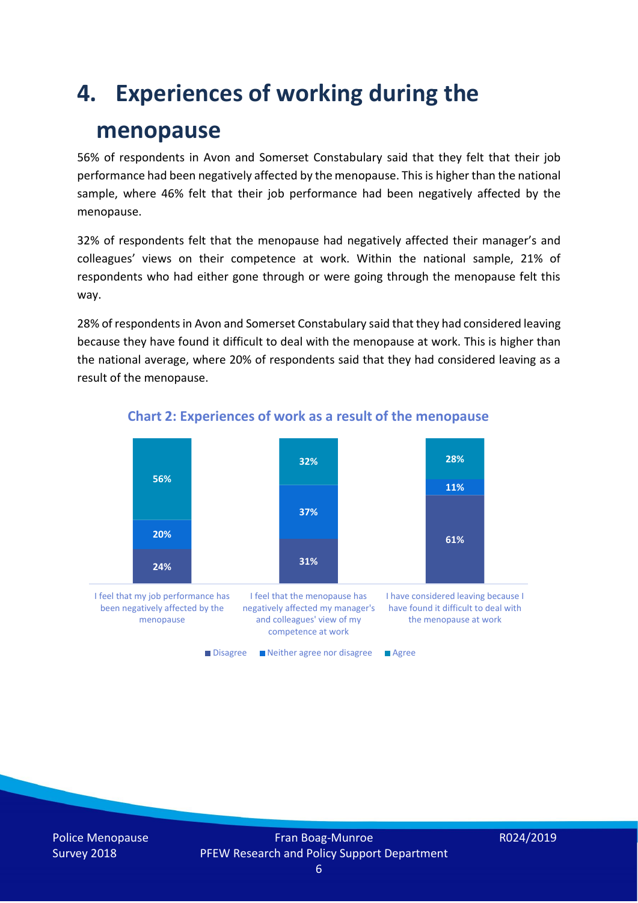# 4. Experiences of working during the menopause

56% of respondents in Avon and Somerset Constabulary said that they felt that their job performance had been negatively affected by the menopause. This is higher than the national sample, where 46% felt that their job performance had been negatively affected by the menopause.

32% of respondents felt that the menopause had negatively affected their manager's and colleagues' views on their competence at work. Within the national sample, 21% of respondents who had either gone through or were going through the menopause felt this way.

28% of respondents in Avon and Somerset Constabulary said that they had considered leaving because they have found it difficult to deal with the menopause at work. This is higher than the national average, where 20% of respondents said that they had considered leaving as a result of the menopause.

**Chart 2: Experiences of work as a result of the menopause**

| | Disagree | Neither agree nor disagree | Agree |
|---|---|---|---|
| I feel that my job performance has been negatively affected by the menopause | 24% | 20% | 56% |
| I feel that the menopause has negatively affected my manager's and colleagues' view of my competence at work | 31% | 37% | 32% |
| I have considered leaving because I have found it difficult to deal with the menopause at work | 61% | 11% | 28% |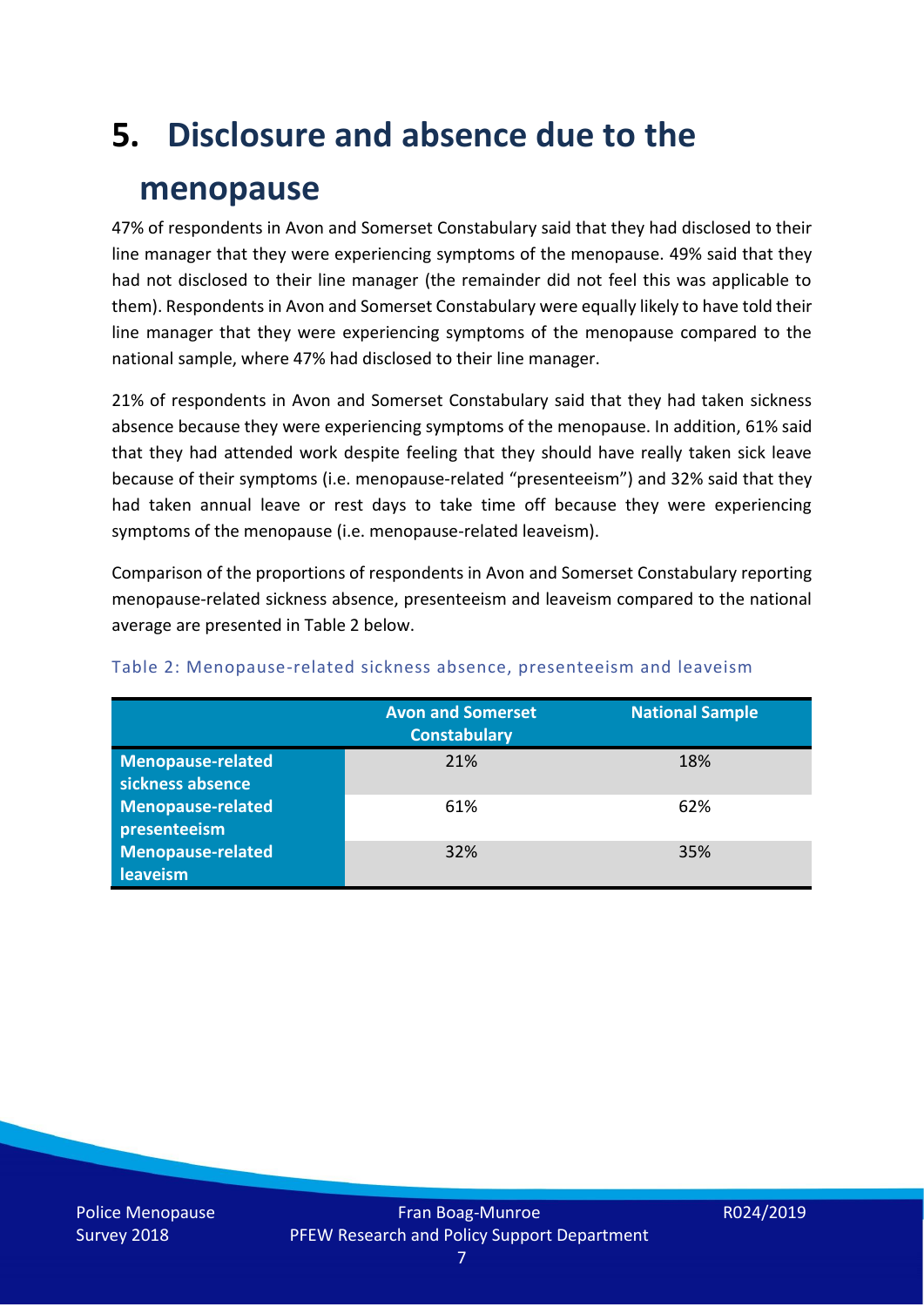# 5. Disclosure and absence due to the menopause

47% of respondents in Avon and Somerset Constabulary said that they had disclosed to their line manager that they were experiencing symptoms of the menopause. 49% said that they had not disclosed to their line manager (the remainder did not feel this was applicable to them). Respondents in Avon and Somerset Constabulary were equally likely to have told their line manager that they were experiencing symptoms of the menopause compared to the national sample, where 47% had disclosed to their line manager.

21% of respondents in Avon and Somerset Constabulary said that they had taken sickness absence because they were experiencing symptoms of the menopause. In addition, 61% said that they had attended work despite feeling that they should have really taken sick leave because of their symptoms (i.e. menopause-related "presenteeism") and 32% said that they had taken annual leave or rest days to take time off because they were experiencing symptoms of the menopause (i.e. menopause-related leaveism).

Comparison of the proportions of respondents in Avon and Somerset Constabulary reporting menopause-related sickness absence, presenteeism and leaveism compared to the national average are presented in Table 2 below.

Table 2: Menopause-related sickness absence, presenteeism and leaveism

| | Avon and Somerset Constabulary | National Sample |
|---|---|---|
| **Menopause-related sickness absence** | 21% | 18% |
| **Menopause-related presenteeism** | 61% | 62% |
| **Menopause-related leaveism** | 32% | 35% |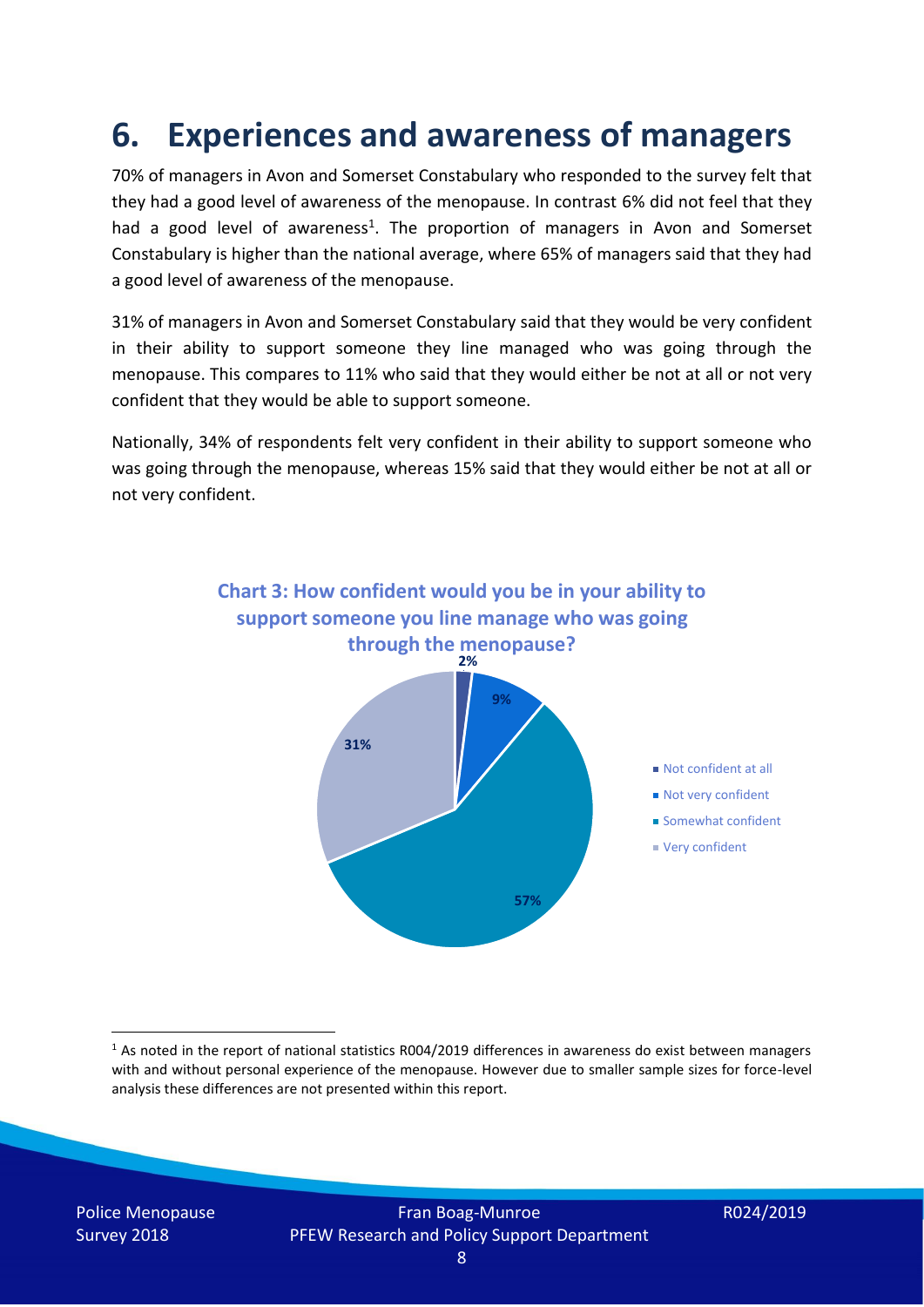# 6. Experiences and awareness of managers

70% of managers in Avon and Somerset Constabulary who responded to the survey felt that they had a good level of awareness of the menopause. In contrast 6% did not feel that they had a good level of awareness[1]. The proportion of managers in Avon and Somerset Constabulary is higher than the national average, where 65% of managers said that they had a good level of awareness of the menopause.

31% of managers in Avon and Somerset Constabulary said that they would be very confident in their ability to support someone they line managed who was going through the menopause. This compares to 11% who said that they would either be not at all or not very confident that they would be able to support someone.

Nationally, 34% of respondents felt very confident in their ability to support someone who was going through the menopause, whereas 15% said that they would either be not at all or not very confident.

**Chart 3: How confident would you be in your ability to support someone you line manage who was going through the menopause?**

2%
9%
57%
31%

Not confident at all
Not very confident
Somewhat confident
Very confident

[1] As noted in the report of national statistics R004/2019 differences in awareness do exist between managers with and without personal experience of the menopause. However due to smaller sample sizes for force-level analysis these differences are not presented within this report.